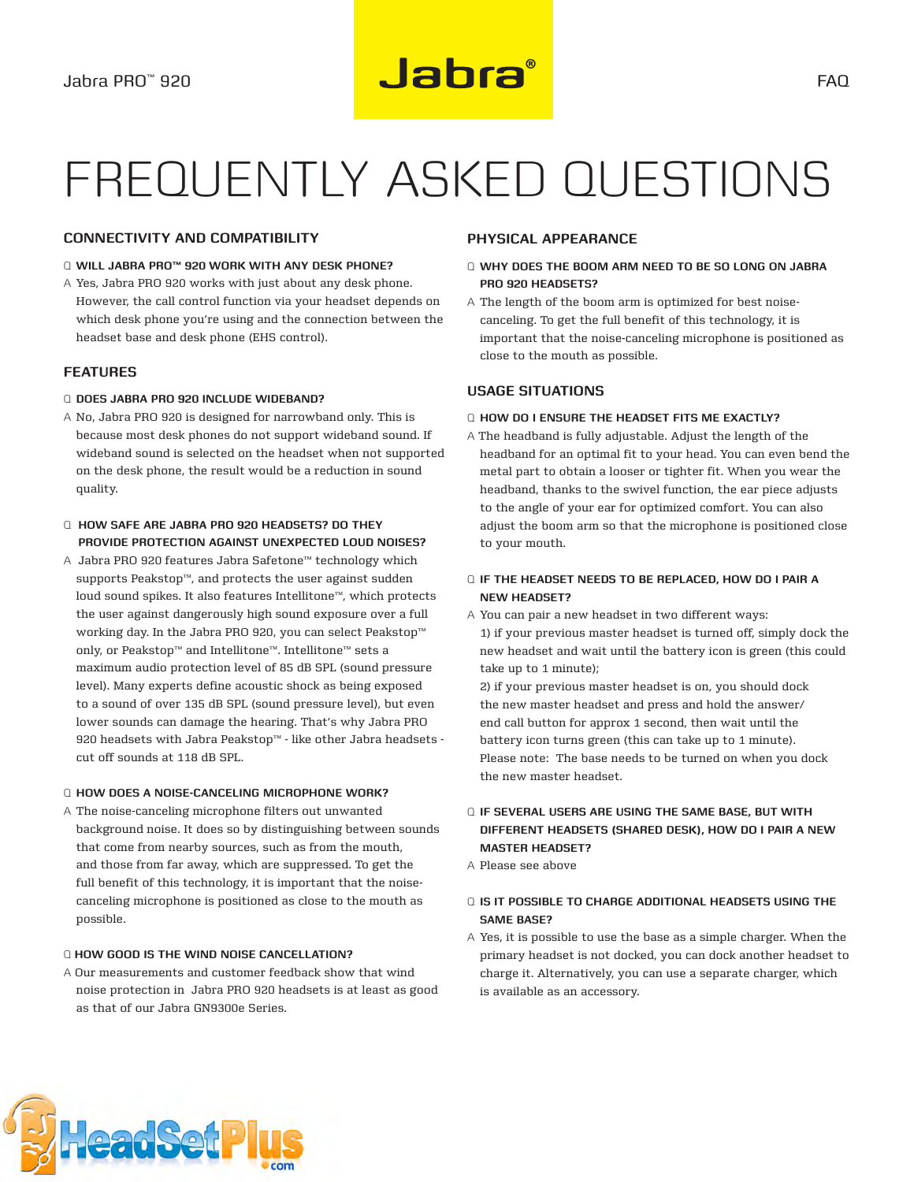Jabra PRO™ 920

Jabra®

FAQ

# FREQUENTLY ASKED QUESTIONS

## CONNECTIVITY AND COMPATIBILITY

**Q WILL JABRA PRO™ 920 WORK WITH ANY DESK PHONE?**

A Yes, Jabra PRO 920 works with just about any desk phone. However, the call control function via your headset depends on which desk phone you're using and the connection between the headset base and desk phone (EHS control).

## FEATURES

**Q DOES JABRA PRO 920 INCLUDE WIDEBAND?**

A No, Jabra PRO 920 is designed for narrowband only. This is because most desk phones do not support wideband sound. If wideband sound is selected on the headset when not supported on the desk phone, the result would be a reduction in sound quality.

**Q HOW SAFE ARE JABRA PRO 920 HEADSETS? DO THEY PROVIDE PROTECTION AGAINST UNEXPECTED LOUD NOISES?**

A Jabra PRO 920 features Jabra Safetone™ technology which supports Peakstop™, and protects the user against sudden loud sound spikes. It also features Intellitone™, which protects the user against dangerously high sound exposure over a full working day. In the Jabra PRO 920, you can select Peakstop™ only, or Peakstop™ and Intellitone™. Intellitone™ sets a maximum audio protection level of 85 dB SPL (sound pressure level). Many experts define acoustic shock as being exposed to a sound of over 135 dB SPL (sound pressure level), but even lower sounds can damage the hearing. That's why Jabra PRO 920 headsets with Jabra Peakstop™ - like other Jabra headsets - cut off sounds at 118 dB SPL.

**Q HOW DOES A NOISE-CANCELING MICROPHONE WORK?**

A The noise-canceling microphone filters out unwanted background noise. It does so by distinguishing between sounds that come from nearby sources, such as from the mouth, and those from far away, which are suppressed. To get the full benefit of this technology, it is important that the noise-canceling microphone is positioned as close to the mouth as possible.

**Q HOW GOOD IS THE WIND NOISE CANCELLATION?**

A Our measurements and customer feedback show that wind noise protection in Jabra PRO 920 headsets is at least as good as that of our Jabra GN9300e Series.

## PHYSICAL APPEARANCE

**Q WHY DOES THE BOOM ARM NEED TO BE SO LONG ON JABRA PRO 920 HEADSETS?**

A The length of the boom arm is optimized for best noise-canceling. To get the full benefit of this technology, it is important that the noise-canceling microphone is positioned as close to the mouth as possible.

## USAGE SITUATIONS

**Q HOW DO I ENSURE THE HEADSET FITS ME EXACTLY?**

A The headband is fully adjustable. Adjust the length of the headband for an optimal fit to your head. You can even bend the metal part to obtain a looser or tighter fit. When you wear the headband, thanks to the swivel function, the ear piece adjusts to the angle of your ear for optimized comfort. You can also adjust the boom arm so that the microphone is positioned close to your mouth.

**Q IF THE HEADSET NEEDS TO BE REPLACED, HOW DO I PAIR A NEW HEADSET?**

A You can pair a new headset in two different ways:
1) if your previous master headset is turned off, simply dock the new headset and wait until the battery icon is green (this could take up to 1 minute);
2) if your previous master headset is on, you should dock the new master headset and press and hold the answer/end call button for approx 1 second, then wait until the battery icon turns green (this can take up to 1 minute).
Please note: The base needs to be turned on when you dock the new master headset.

**Q IF SEVERAL USERS ARE USING THE SAME BASE, BUT WITH DIFFERENT HEADSETS (SHARED DESK), HOW DO I PAIR A NEW MASTER HEADSET?**

A Please see above

**Q IS IT POSSIBLE TO CHARGE ADDITIONAL HEADSETS USING THE SAME BASE?**

A Yes, it is possible to use the base as a simple charger. When the primary headset is not docked, you can dock another headset to charge it. Alternatively, you can use a separate charger, which is available as an accessory.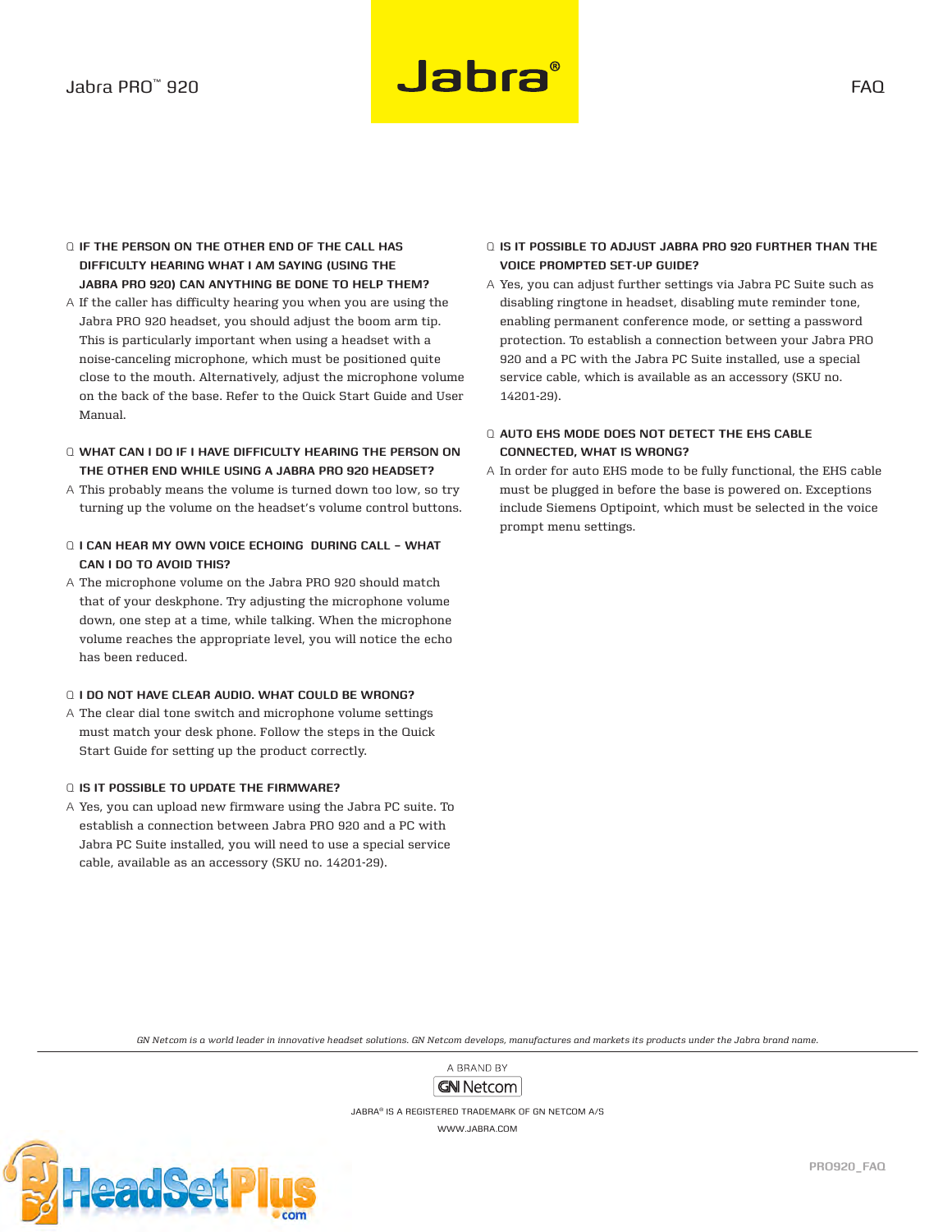Jabra PRO™ 920

FAQ

**Q IF THE PERSON ON THE OTHER END OF THE CALL HAS DIFFICULTY HEARING WHAT I AM SAYING (USING THE JABRA PRO 920) CAN ANYTHING BE DONE TO HELP THEM?**

A If the caller has difficulty hearing you when you are using the Jabra PRO 920 headset, you should adjust the boom arm tip. This is particularly important when using a headset with a noise-canceling microphone, which must be positioned quite close to the mouth. Alternatively, adjust the microphone volume on the back of the base. Refer to the Quick Start Guide and User Manual.

**Q WHAT CAN I DO IF I HAVE DIFFICULTY HEARING THE PERSON ON THE OTHER END WHILE USING A JABRA PRO 920 HEADSET?**

A This probably means the volume is turned down too low, so try turning up the volume on the headset's volume control buttons.

**Q I CAN HEAR MY OWN VOICE ECHOING DURING CALL – WHAT CAN I DO TO AVOID THIS?**

A The microphone volume on the Jabra PRO 920 should match that of your deskphone. Try adjusting the microphone volume down, one step at a time, while talking. When the microphone volume reaches the appropriate level, you will notice the echo has been reduced.

**Q I DO NOT HAVE CLEAR AUDIO. WHAT COULD BE WRONG?**

A The clear dial tone switch and microphone volume settings must match your desk phone. Follow the steps in the Quick Start Guide for setting up the product correctly.

**Q IS IT POSSIBLE TO UPDATE THE FIRMWARE?**

A Yes, you can upload new firmware using the Jabra PC suite. To establish a connection between Jabra PRO 920 and a PC with Jabra PC Suite installed, you will need to use a special service cable, available as an accessory (SKU no. 14201-29).

**Q IS IT POSSIBLE TO ADJUST JABRA PRO 920 FURTHER THAN THE VOICE PROMPTED SET-UP GUIDE?**

A Yes, you can adjust further settings via Jabra PC Suite such as disabling ringtone in headset, disabling mute reminder tone, enabling permanent conference mode, or setting a password protection. To establish a connection between your Jabra PRO 920 and a PC with the Jabra PC Suite installed, use a special service cable, which is available as an accessory (SKU no. 14201-29).

**Q AUTO EHS MODE DOES NOT DETECT THE EHS CABLE CONNECTED, WHAT IS WRONG?**

A In order for auto EHS mode to be fully functional, the EHS cable must be plugged in before the base is powered on. Exceptions include Siemens Optipoint, which must be selected in the voice prompt menu settings.

*GN Netcom is a world leader in innovative headset solutions. GN Netcom develops, manufactures and markets its products under the Jabra brand name.*

A BRAND BY GN Netcom

JABRA® IS A REGISTERED TRADEMARK OF GN NETCOM A/S

WWW.JABRA.COM

PRO920_FAQ